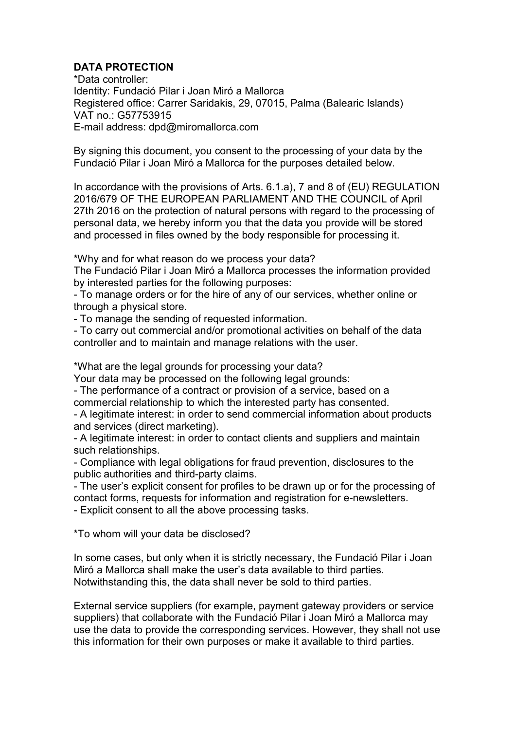# DATA PROTECTION

*Data controller:
Identity: Fundació Pilar i Joan Miró a Mallorca
Registered office: Carrer Saridakis, 29, 07015, Palma (Balearic Islands)
VAT no.: G57753915
E-mail address: dpd@miromallorca.com

By signing this document, you consent to the processing of your data by the Fundació Pilar i Joan Miró a Mallorca for the purposes detailed below.

In accordance with the provisions of Arts. 6.1.a), 7 and 8 of (EU) REGULATION 2016/679 OF THE EUROPEAN PARLIAMENT AND THE COUNCIL of April 27th 2016 on the protection of natural persons with regard to the processing of personal data, we hereby inform you that the data you provide will be stored and processed in files owned by the body responsible for processing it.

*Why and for what reason do we process your data?
The Fundació Pilar i Joan Miró a Mallorca processes the information provided by interested parties for the following purposes:

- To manage orders or for the hire of any of our services, whether online or through a physical store.
- To manage the sending of requested information.
- To carry out commercial and/or promotional activities on behalf of the data controller and to maintain and manage relations with the user.

*What are the legal grounds for processing your data?
Your data may be processed on the following legal grounds:

- The performance of a contract or provision of a service, based on a commercial relationship to which the interested party has consented.
- A legitimate interest: in order to send commercial information about products and services (direct marketing).
- A legitimate interest: in order to contact clients and suppliers and maintain such relationships.
- Compliance with legal obligations for fraud prevention, disclosures to the public authorities and third-party claims.
- The user's explicit consent for profiles to be drawn up or for the processing of contact forms, requests for information and registration for e-newsletters.
- Explicit consent to all the above processing tasks.

*To whom will your data be disclosed?

In some cases, but only when it is strictly necessary, the Fundació Pilar i Joan Miró a Mallorca shall make the user's data available to third parties. Notwithstanding this, the data shall never be sold to third parties.

External service suppliers (for example, payment gateway providers or service suppliers) that collaborate with the Fundació Pilar i Joan Miró a Mallorca may use the data to provide the corresponding services. However, they shall not use this information for their own purposes or make it available to third parties.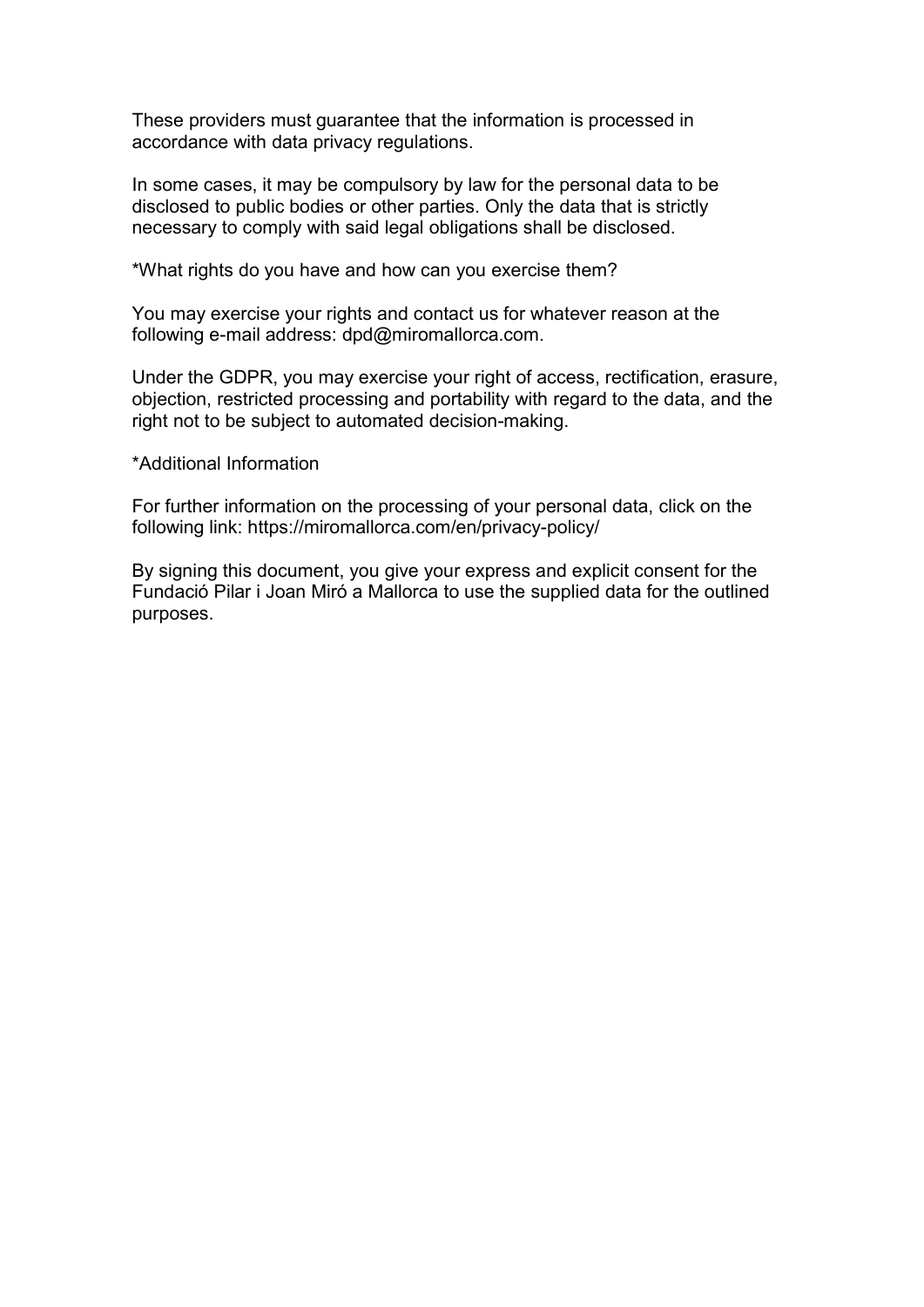These providers must guarantee that the information is processed in accordance with data privacy regulations.

In some cases, it may be compulsory by law for the personal data to be disclosed to public bodies or other parties. Only the data that is strictly necessary to comply with said legal obligations shall be disclosed.

*What rights do you have and how can you exercise them?

You may exercise your rights and contact us for whatever reason at the following e-mail address: dpd@miromallorca.com.

Under the GDPR, you may exercise your right of access, rectification, erasure, objection, restricted processing and portability with regard to the data, and the right not to be subject to automated decision-making.

*Additional Information

For further information on the processing of your personal data, click on the following link: https://miromallorca.com/en/privacy-policy/

By signing this document, you give your express and explicit consent for the Fundació Pilar i Joan Miró a Mallorca to use the supplied data for the outlined purposes.